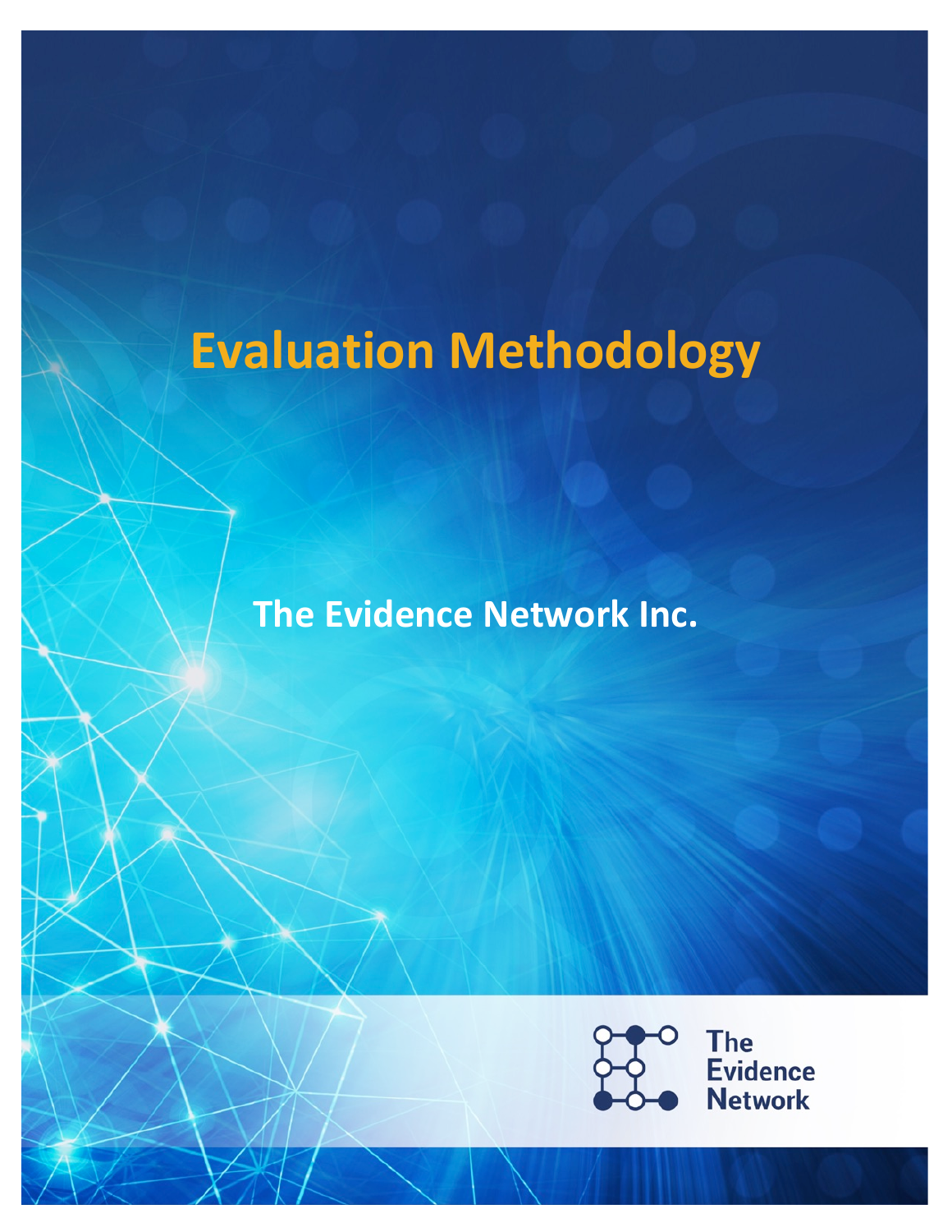# Evaluation Methodology

**The Evidence Network Inc.**

The Evidence Network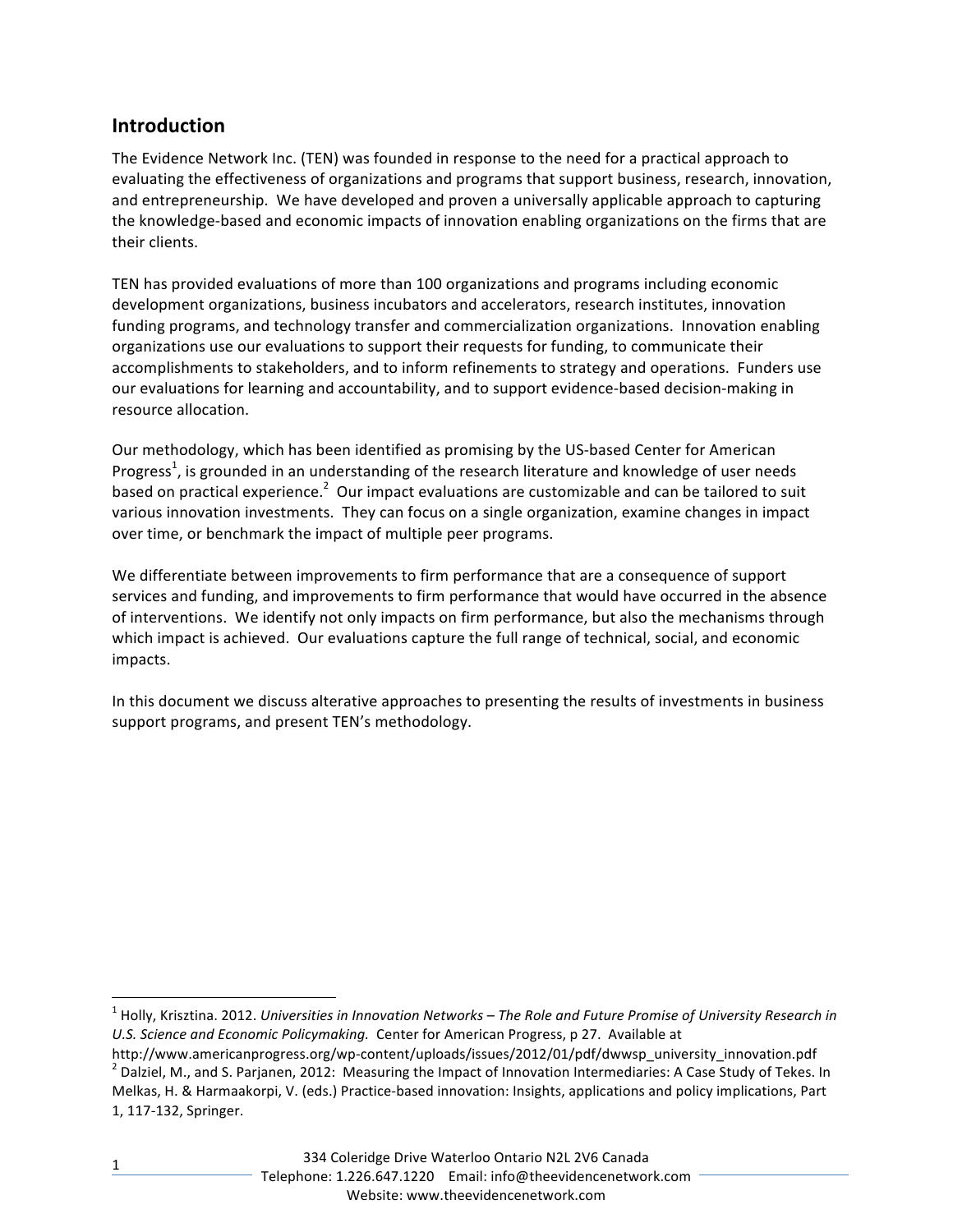## Introduction

The Evidence Network Inc. (TEN) was founded in response to the need for a practical approach to evaluating the effectiveness of organizations and programs that support business, research, innovation, and entrepreneurship. We have developed and proven a universally applicable approach to capturing the knowledge-based and economic impacts of innovation enabling organizations on the firms that are their clients.

TEN has provided evaluations of more than 100 organizations and programs including economic development organizations, business incubators and accelerators, research institutes, innovation funding programs, and technology transfer and commercialization organizations. Innovation enabling organizations use our evaluations to support their requests for funding, to communicate their accomplishments to stakeholders, and to inform refinements to strategy and operations. Funders use our evaluations for learning and accountability, and to support evidence-based decision-making in resource allocation.

Our methodology, which has been identified as promising by the US-based Center for American Progress[1], is grounded in an understanding of the research literature and knowledge of user needs based on practical experience.[2] Our impact evaluations are customizable and can be tailored to suit various innovation investments. They can focus on a single organization, examine changes in impact over time, or benchmark the impact of multiple peer programs.

We differentiate between improvements to firm performance that are a consequence of support services and funding, and improvements to firm performance that would have occurred in the absence of interventions. We identify not only impacts on firm performance, but also the mechanisms through which impact is achieved. Our evaluations capture the full range of technical, social, and economic impacts.

In this document we discuss alterative approaches to presenting the results of investments in business support programs, and present TEN's methodology.

---

[1] Holly, Krisztina. 2012. *Universities in Innovation Networks – The Role and Future Promise of University Research in U.S. Science and Economic Policymaking.* Center for American Progress, p 27. Available at http://www.americanprogress.org/wp-content/uploads/issues/2012/01/pdf/dwwsp_university_innovation.pdf

[2] Dalziel, M., and S. Parjanen, 2012: Measuring the Impact of Innovation Intermediaries: A Case Study of Tekes. In Melkas, H. & Harmaakorpi, V. (eds.) Practice-based innovation: Insights, applications and policy implications, Part 1, 117-132, Springer.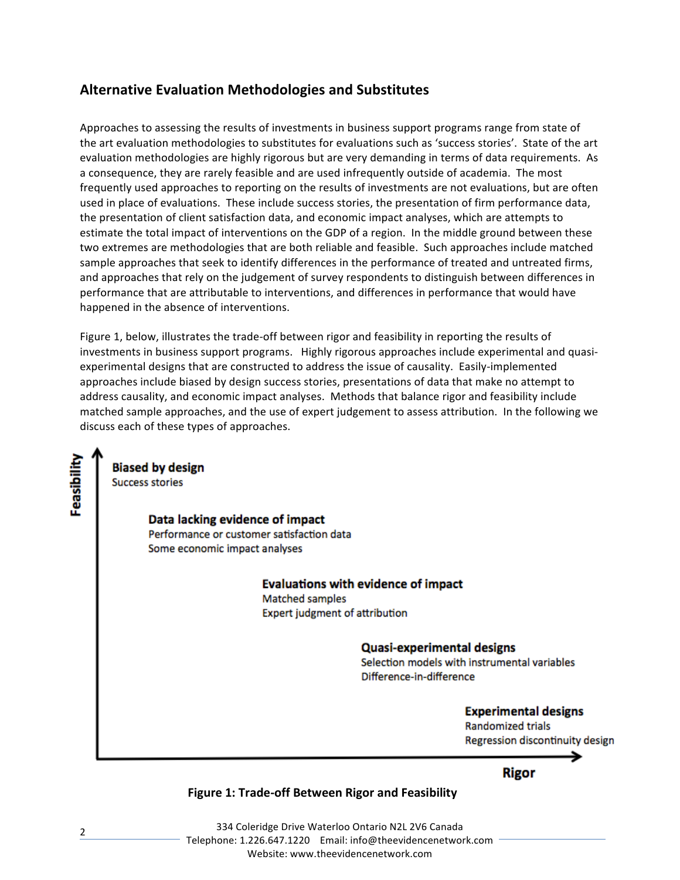## Alternative Evaluation Methodologies and Substitutes

Approaches to assessing the results of investments in business support programs range from state of the art evaluation methodologies to substitutes for evaluations such as 'success stories'. State of the art evaluation methodologies are highly rigorous but are very demanding in terms of data requirements. As a consequence, they are rarely feasible and are used infrequently outside of academia. The most frequently used approaches to reporting on the results of investments are not evaluations, but are often used in place of evaluations. These include success stories, the presentation of firm performance data, the presentation of client satisfaction data, and economic impact analyses, which are attempts to estimate the total impact of interventions on the GDP of a region. In the middle ground between these two extremes are methodologies that are both reliable and feasible. Such approaches include matched sample approaches that seek to identify differences in the performance of treated and untreated firms, and approaches that rely on the judgement of survey respondents to distinguish between differences in performance that are attributable to interventions, and differences in performance that would have happened in the absence of interventions.

Figure 1, below, illustrates the trade-off between rigor and feasibility in reporting the results of investments in business support programs. Highly rigorous approaches include experimental and quasi-experimental designs that are constructed to address the issue of causality. Easily-implemented approaches include biased by design success stories, presentations of data that make no attempt to address causality, and economic impact analyses. Methods that balance rigor and feasibility include matched sample approaches, and the use of expert judgement to assess attribution. In the following we discuss each of these types of approaches.

Feasibility

**Biased by design**
Success stories

**Data lacking evidence of impact**
Performance or customer satisfaction data
Some economic impact analyses

**Evaluations with evidence of impact**
Matched samples
Expert judgment of attribution

**Quasi-experimental designs**
Selection models with instrumental variables
Difference-in-difference

**Experimental designs**
Randomized trials
Regression discontinuity design

Rigor

**Figure 1: Trade-off Between Rigor and Feasibility**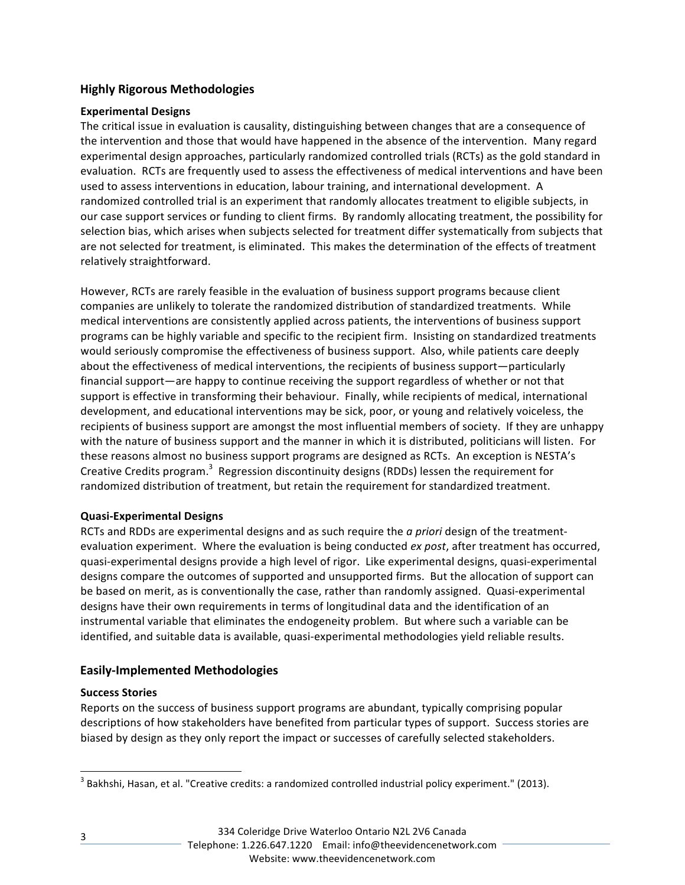## Highly Rigorous Methodologies

### Experimental Designs

The critical issue in evaluation is causality, distinguishing between changes that are a consequence of the intervention and those that would have happened in the absence of the intervention. Many regard experimental design approaches, particularly randomized controlled trials (RCTs) as the gold standard in evaluation. RCTs are frequently used to assess the effectiveness of medical interventions and have been used to assess interventions in education, labour training, and international development. A randomized controlled trial is an experiment that randomly allocates treatment to eligible subjects, in our case support services or funding to client firms. By randomly allocating treatment, the possibility for selection bias, which arises when subjects selected for treatment differ systematically from subjects that are not selected for treatment, is eliminated. This makes the determination of the effects of treatment relatively straightforward.

However, RCTs are rarely feasible in the evaluation of business support programs because client companies are unlikely to tolerate the randomized distribution of standardized treatments. While medical interventions are consistently applied across patients, the interventions of business support programs can be highly variable and specific to the recipient firm. Insisting on standardized treatments would seriously compromise the effectiveness of business support. Also, while patients care deeply about the effectiveness of medical interventions, the recipients of business support—particularly financial support—are happy to continue receiving the support regardless of whether or not that support is effective in transforming their behaviour. Finally, while recipients of medical, international development, and educational interventions may be sick, poor, or young and relatively voiceless, the recipients of business support are amongst the most influential members of society. If they are unhappy with the nature of business support and the manner in which it is distributed, politicians will listen. For these reasons almost no business support programs are designed as RCTs. An exception is NESTA's Creative Credits program.[3] Regression discontinuity designs (RDDs) lessen the requirement for randomized distribution of treatment, but retain the requirement for standardized treatment.

### Quasi-Experimental Designs

RCTs and RDDs are experimental designs and as such require the *a priori* design of the treatment-evaluation experiment. Where the evaluation is being conducted *ex post*, after treatment has occurred, quasi-experimental designs provide a high level of rigor. Like experimental designs, quasi-experimental designs compare the outcomes of supported and unsupported firms. But the allocation of support can be based on merit, as is conventionally the case, rather than randomly assigned. Quasi-experimental designs have their own requirements in terms of longitudinal data and the identification of an instrumental variable that eliminates the endogeneity problem. But where such a variable can be identified, and suitable data is available, quasi-experimental methodologies yield reliable results.

## Easily-Implemented Methodologies

### Success Stories

Reports on the success of business support programs are abundant, typically comprising popular descriptions of how stakeholders have benefited from particular types of support. Success stories are biased by design as they only report the impact or successes of carefully selected stakeholders.

[3] Bakhshi, Hasan, et al. "Creative credits: a randomized controlled industrial policy experiment." (2013).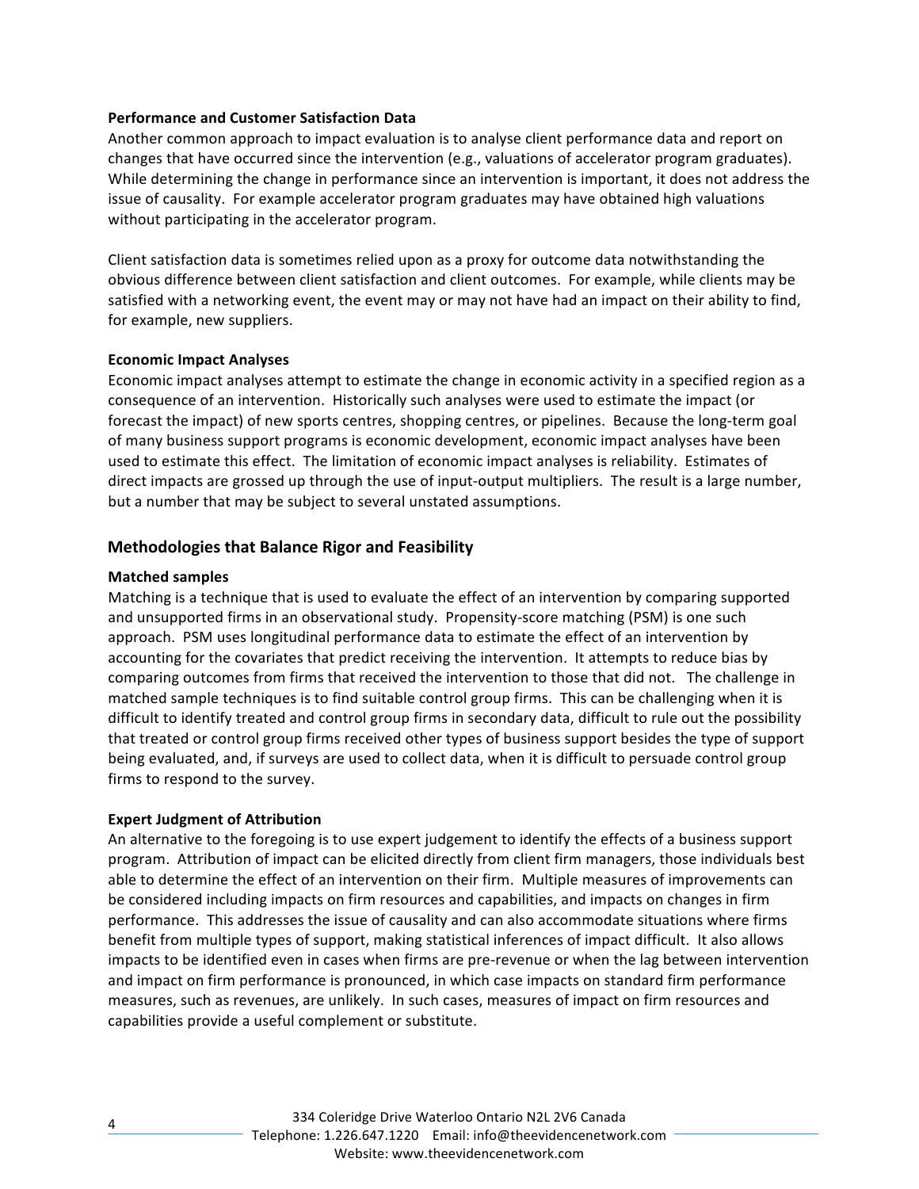**Performance and Customer Satisfaction Data**

Another common approach to impact evaluation is to analyse client performance data and report on changes that have occurred since the intervention (e.g., valuations of accelerator program graduates). While determining the change in performance since an intervention is important, it does not address the issue of causality. For example accelerator program graduates may have obtained high valuations without participating in the accelerator program.

Client satisfaction data is sometimes relied upon as a proxy for outcome data notwithstanding the obvious difference between client satisfaction and client outcomes. For example, while clients may be satisfied with a networking event, the event may or may not have had an impact on their ability to find, for example, new suppliers.

**Economic Impact Analyses**

Economic impact analyses attempt to estimate the change in economic activity in a specified region as a consequence of an intervention. Historically such analyses were used to estimate the impact (or forecast the impact) of new sports centres, shopping centres, or pipelines. Because the long-term goal of many business support programs is economic development, economic impact analyses have been used to estimate this effect. The limitation of economic impact analyses is reliability. Estimates of direct impacts are grossed up through the use of input-output multipliers. The result is a large number, but a number that may be subject to several unstated assumptions.

## Methodologies that Balance Rigor and Feasibility

**Matched samples**

Matching is a technique that is used to evaluate the effect of an intervention by comparing supported and unsupported firms in an observational study. Propensity-score matching (PSM) is one such approach. PSM uses longitudinal performance data to estimate the effect of an intervention by accounting for the covariates that predict receiving the intervention. It attempts to reduce bias by comparing outcomes from firms that received the intervention to those that did not. The challenge in matched sample techniques is to find suitable control group firms. This can be challenging when it is difficult to identify treated and control group firms in secondary data, difficult to rule out the possibility that treated or control group firms received other types of business support besides the type of support being evaluated, and, if surveys are used to collect data, when it is difficult to persuade control group firms to respond to the survey.

**Expert Judgment of Attribution**

An alternative to the foregoing is to use expert judgement to identify the effects of a business support program. Attribution of impact can be elicited directly from client firm managers, those individuals best able to determine the effect of an intervention on their firm. Multiple measures of improvements can be considered including impacts on firm resources and capabilities, and impacts on changes in firm performance. This addresses the issue of causality and can also accommodate situations where firms benefit from multiple types of support, making statistical inferences of impact difficult. It also allows impacts to be identified even in cases when firms are pre-revenue or when the lag between intervention and impact on firm performance is pronounced, in which case impacts on standard firm performance measures, such as revenues, are unlikely. In such cases, measures of impact on firm resources and capabilities provide a useful complement or substitute.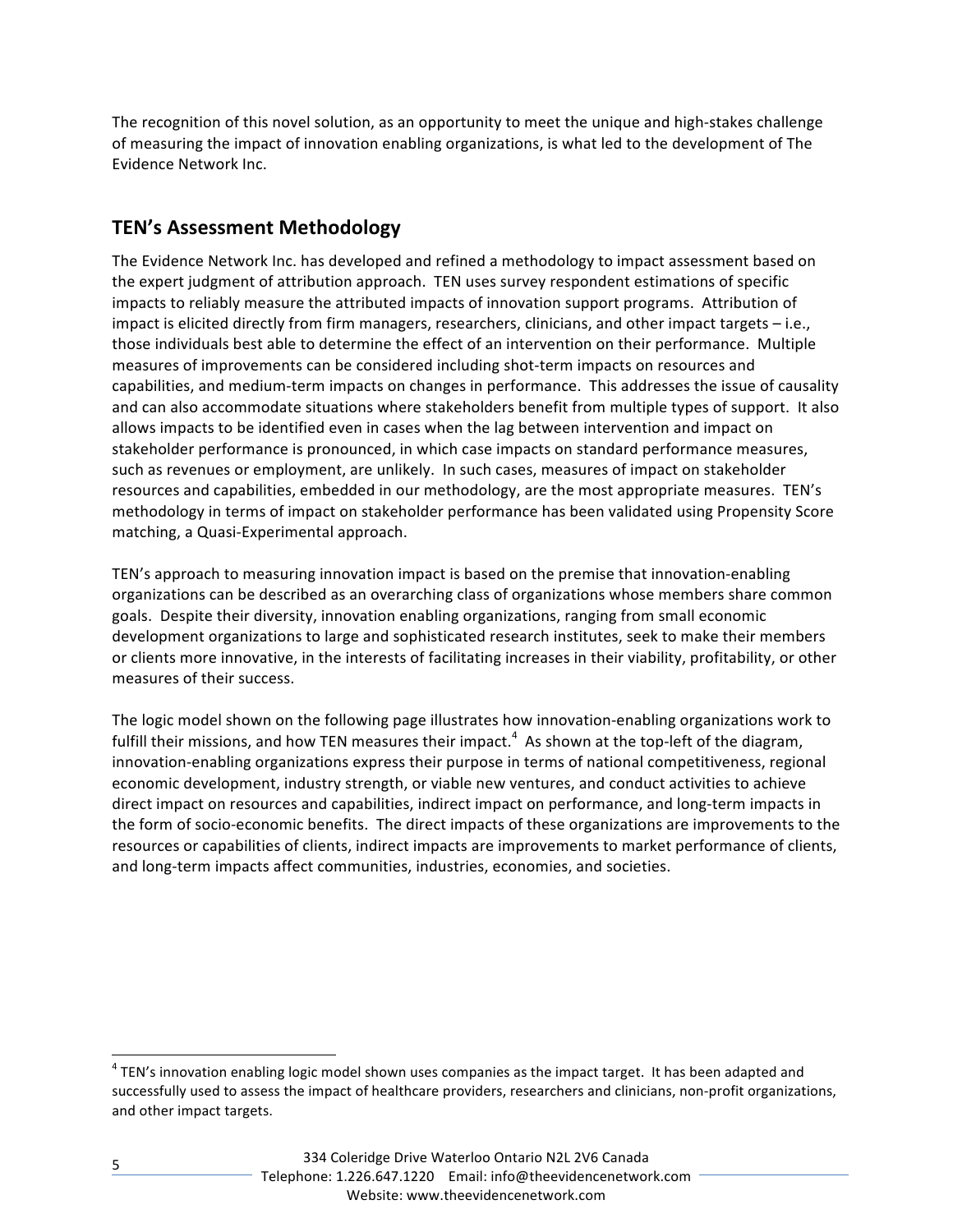The recognition of this novel solution, as an opportunity to meet the unique and high-stakes challenge of measuring the impact of innovation enabling organizations, is what led to the development of The Evidence Network Inc.

## TEN's Assessment Methodology

The Evidence Network Inc. has developed and refined a methodology to impact assessment based on the expert judgment of attribution approach. TEN uses survey respondent estimations of specific impacts to reliably measure the attributed impacts of innovation support programs. Attribution of impact is elicited directly from firm managers, researchers, clinicians, and other impact targets – i.e., those individuals best able to determine the effect of an intervention on their performance. Multiple measures of improvements can be considered including shot-term impacts on resources and capabilities, and medium-term impacts on changes in performance. This addresses the issue of causality and can also accommodate situations where stakeholders benefit from multiple types of support. It also allows impacts to be identified even in cases when the lag between intervention and impact on stakeholder performance is pronounced, in which case impacts on standard performance measures, such as revenues or employment, are unlikely. In such cases, measures of impact on stakeholder resources and capabilities, embedded in our methodology, are the most appropriate measures. TEN's methodology in terms of impact on stakeholder performance has been validated using Propensity Score matching, a Quasi-Experimental approach.

TEN's approach to measuring innovation impact is based on the premise that innovation-enabling organizations can be described as an overarching class of organizations whose members share common goals. Despite their diversity, innovation enabling organizations, ranging from small economic development organizations to large and sophisticated research institutes, seek to make their members or clients more innovative, in the interests of facilitating increases in their viability, profitability, or other measures of their success.

The logic model shown on the following page illustrates how innovation-enabling organizations work to fulfill their missions, and how TEN measures their impact.[4] As shown at the top-left of the diagram, innovation-enabling organizations express their purpose in terms of national competitiveness, regional economic development, industry strength, or viable new ventures, and conduct activities to achieve direct impact on resources and capabilities, indirect impact on performance, and long-term impacts in the form of socio-economic benefits. The direct impacts of these organizations are improvements to the resources or capabilities of clients, indirect impacts are improvements to market performance of clients, and long-term impacts affect communities, industries, economies, and societies.

[4] TEN's innovation enabling logic model shown uses companies as the impact target. It has been adapted and successfully used to assess the impact of healthcare providers, researchers and clinicians, non-profit organizations, and other impact targets.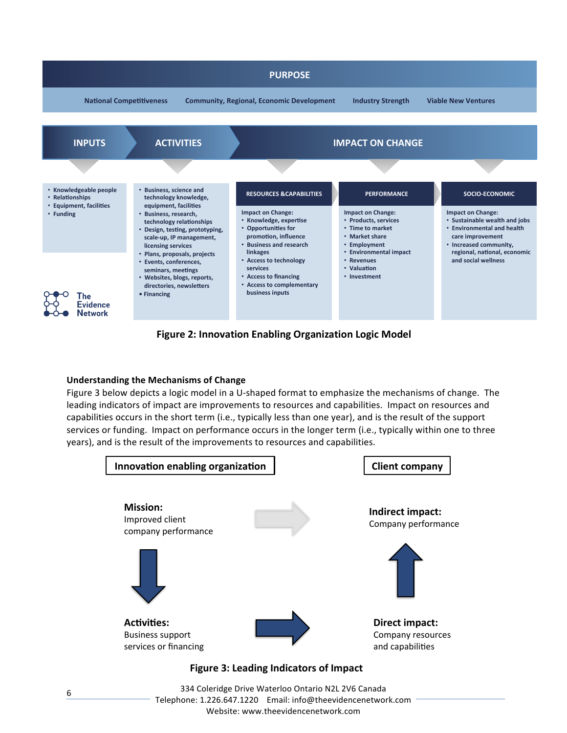**PURPOSE**

National Competitiveness | Community, Regional, Economic Development | Industry Strength | Viable New Ventures

| INPUTS | ACTIVITIES | IMPACT ON CHANGE: RESOURCES & CAPABILITIES | IMPACT ON CHANGE: PERFORMANCE | IMPACT ON CHANGE: SOCIO-ECONOMIC |
|---|---|---|---|---|
| • Knowledgeable people<br>• Relationships<br>• Equipment, facilities<br>• Funding | • Business, science and technology knowledge, equipment, facilities<br>• Business, research, technology relationships<br>• Design, testing, prototyping, scale-up, IP management, licensing services<br>• Plans, proposals, projects<br>• Events, conferences, seminars, meetings<br>• Websites, blogs, reports, directories, newsletters<br>• Financing | Impact on Change:<br>• Knowledge, expertise<br>• Opportunities for promotion, influence<br>• Business and research linkages<br>• Access to technology services<br>• Access to financing<br>• Access to complementary business inputs | Impact on Change:<br>• Products, services<br>• Time to market<br>• Market share<br>• Employment<br>• Environmental impact<br>• Revenues<br>• Valuation<br>• Investment | Impact on Change:<br>• Sustainable wealth and jobs<br>• Environmental and health care improvement<br>• Increased community, regional, national, economic and social wellness |

The Evidence Network

**Figure 2: Innovation Enabling Organization Logic Model**

### Understanding the Mechanisms of Change

Figure 3 below depicts a logic model in a U-shaped format to emphasize the mechanisms of change. The leading indicators of impact are improvements to resources and capabilities. Impact on resources and capabilities occurs in the short term (i.e., typically less than one year), and is the result of the support services or funding. Impact on performance occurs in the longer term (i.e., typically within one to three years), and is the result of the improvements to resources and capabilities.

**Innovation enabling organization** | **Client company**

**Mission:** Improved client company performance → **Indirect impact:** Company performance

↓ (Mission to Activities) ↑ (Direct impact to Indirect impact)

**Activities:** Business support services or financing → **Direct impact:** Company resources and capabilities

**Figure 3: Leading Indicators of Impact**

334 Coleridge Drive Waterloo Ontario N2L 2V6 Canada
Telephone: 1.226.647.1220 Email: info@theevidencenetwork.com
Website: www.theevidencenetwork.com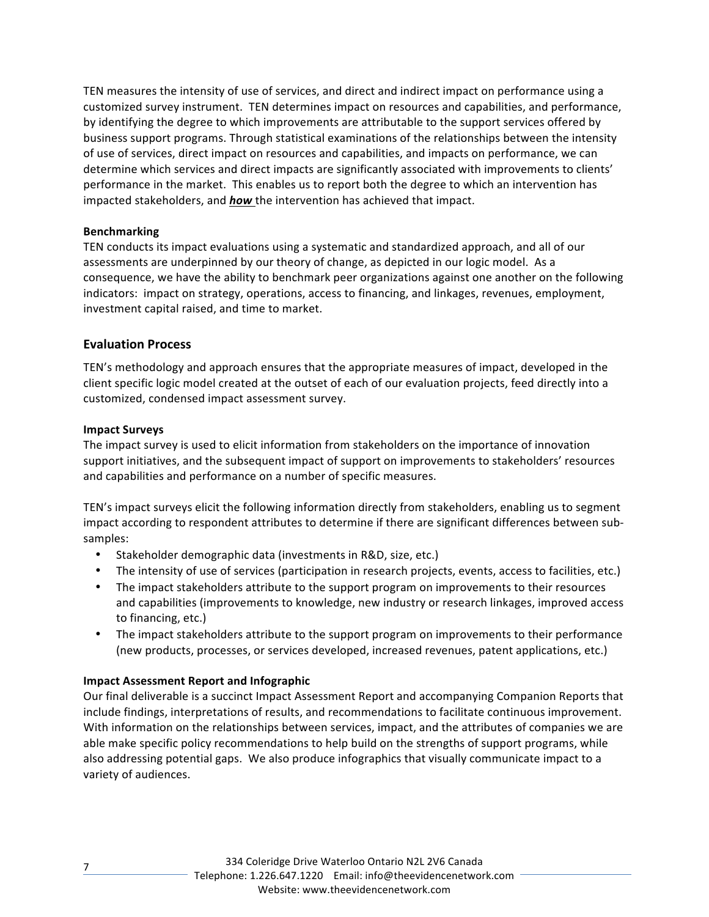TEN measures the intensity of use of services, and direct and indirect impact on performance using a customized survey instrument. TEN determines impact on resources and capabilities, and performance, by identifying the degree to which improvements are attributable to the support services offered by business support programs. Through statistical examinations of the relationships between the intensity of use of services, direct impact on resources and capabilities, and impacts on performance, we can determine which services and direct impacts are significantly associated with improvements to clients' performance in the market. This enables us to report both the degree to which an intervention has impacted stakeholders, and ***how*** the intervention has achieved that impact.

**Benchmarking**

TEN conducts its impact evaluations using a systematic and standardized approach, and all of our assessments are underpinned by our theory of change, as depicted in our logic model. As a consequence, we have the ability to benchmark peer organizations against one another on the following indicators: impact on strategy, operations, access to financing, and linkages, revenues, employment, investment capital raised, and time to market.

## Evaluation Process

TEN's methodology and approach ensures that the appropriate measures of impact, developed in the client specific logic model created at the outset of each of our evaluation projects, feed directly into a customized, condensed impact assessment survey.

**Impact Surveys**

The impact survey is used to elicit information from stakeholders on the importance of innovation support initiatives, and the subsequent impact of support on improvements to stakeholders' resources and capabilities and performance on a number of specific measures.

TEN's impact surveys elicit the following information directly from stakeholders, enabling us to segment impact according to respondent attributes to determine if there are significant differences between sub-samples:

- Stakeholder demographic data (investments in R&D, size, etc.)
- The intensity of use of services (participation in research projects, events, access to facilities, etc.)
- The impact stakeholders attribute to the support program on improvements to their resources and capabilities (improvements to knowledge, new industry or research linkages, improved access to financing, etc.)
- The impact stakeholders attribute to the support program on improvements to their performance (new products, processes, or services developed, increased revenues, patent applications, etc.)

**Impact Assessment Report and Infographic**

Our final deliverable is a succinct Impact Assessment Report and accompanying Companion Reports that include findings, interpretations of results, and recommendations to facilitate continuous improvement. With information on the relationships between services, impact, and the attributes of companies we are able make specific policy recommendations to help build on the strengths of support programs, while also addressing potential gaps. We also produce infographics that visually communicate impact to a variety of audiences.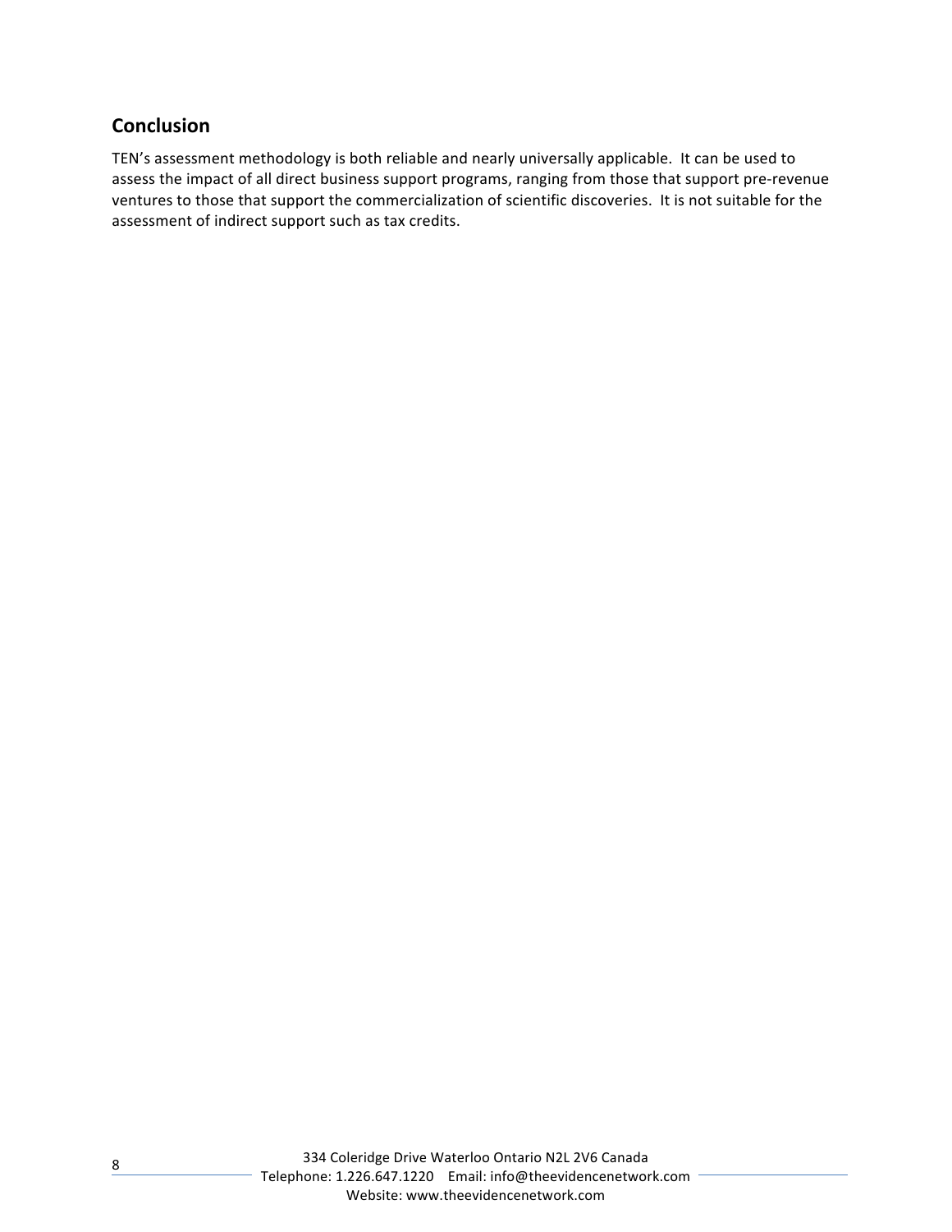## Conclusion

TEN's assessment methodology is both reliable and nearly universally applicable. It can be used to assess the impact of all direct business support programs, ranging from those that support pre-revenue ventures to those that support the commercialization of scientific discoveries. It is not suitable for the assessment of indirect support such as tax credits.